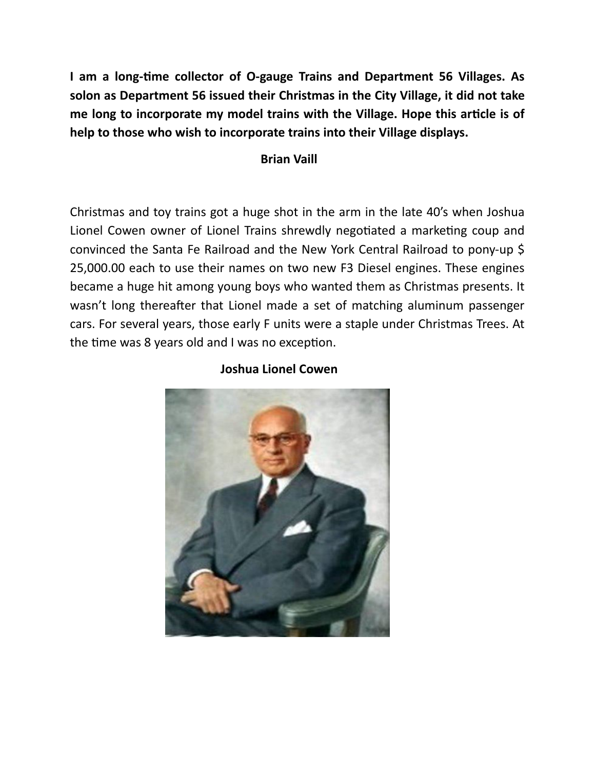**I am a long-time collector of O-gauge Trains and Department 56 Villages. As solon as Department 56 issued their Christmas in the City Village, it did not take me long to incorporate my model trains with the Village. Hope this article is of help to those who wish to incorporate trains into their Village displays.**

**Brian Vaill**

Christmas and toy trains got a huge shot in the arm in the late 40's when Joshua Lionel Cowen owner of Lionel Trains shrewdly negotiated a marketing coup and convinced the Santa Fe Railroad and the New York Central Railroad to pony-up $ 25,000.00 each to use their names on two new F3 Diesel engines. These engines became a huge hit among young boys who wanted them as Christmas presents. It wasn't long thereafter that Lionel made a set of matching aluminum passenger cars. For several years, those early F units were a staple under Christmas Trees. At the time was 8 years old and I was no exception.

**Joshua Lionel Cowen**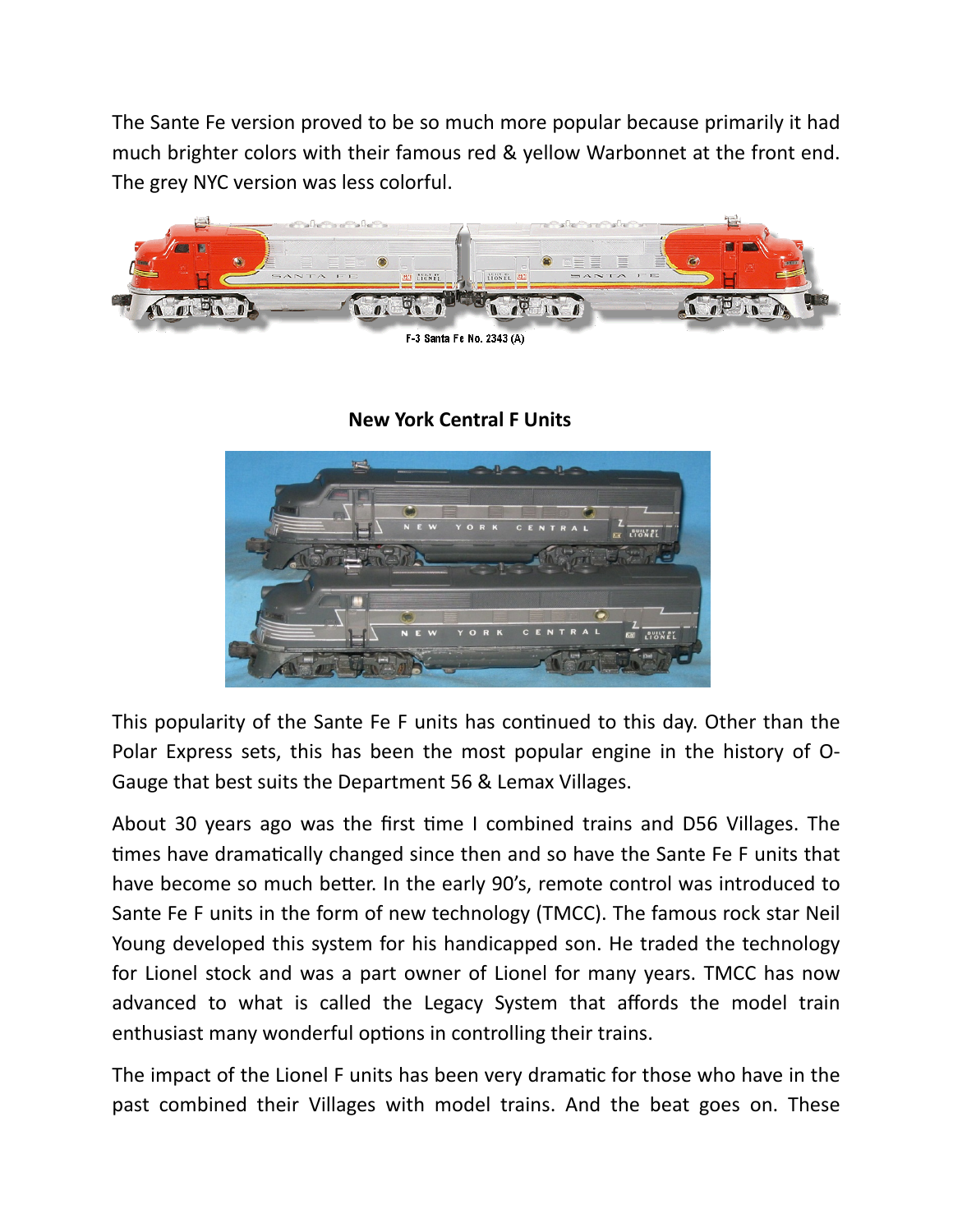The Sante Fe version proved to be so much more popular because primarily it had much brighter colors with their famous red & yellow Warbonnet at the front end. The grey NYC version was less colorful.

F-3 Santa Fe No. 2343 (A)

**New York Central F Units**

This popularity of the Sante Fe F units has continued to this day. Other than the Polar Express sets, this has been the most popular engine in the history of O-Gauge that best suits the Department 56 & Lemax Villages.

About 30 years ago was the first time I combined trains and D56 Villages. The times have dramatically changed since then and so have the Sante Fe F units that have become so much better. In the early 90's, remote control was introduced to Sante Fe F units in the form of new technology (TMCC). The famous rock star Neil Young developed this system for his handicapped son. He traded the technology for Lionel stock and was a part owner of Lionel for many years. TMCC has now advanced to what is called the Legacy System that affords the model train enthusiast many wonderful options in controlling their trains.

The impact of the Lionel F units has been very dramatic for those who have in the past combined their Villages with model trains. And the beat goes on. These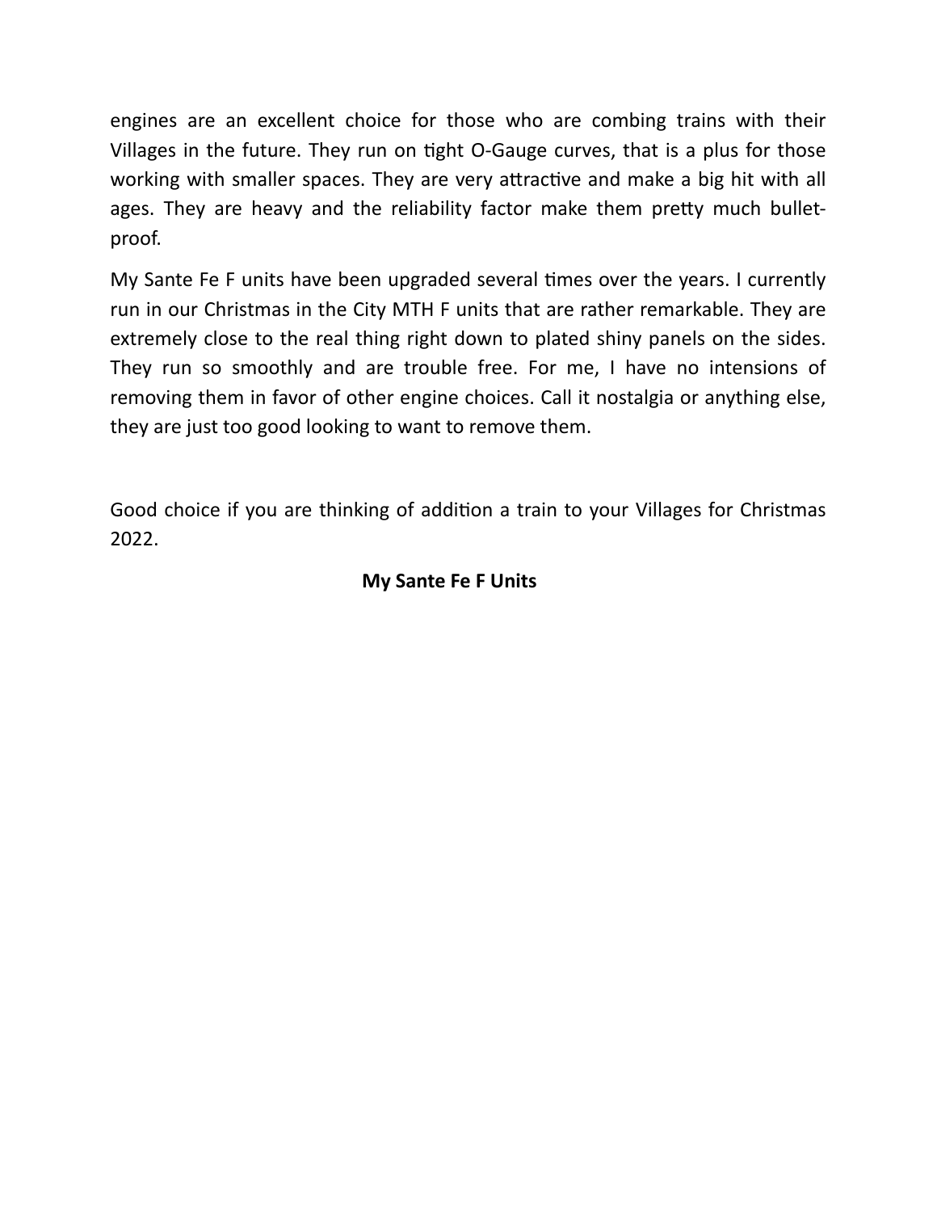engines are an excellent choice for those who are combing trains with their Villages in the future. They run on tight O-Gauge curves, that is a plus for those working with smaller spaces. They are very attractive and make a big hit with all ages. They are heavy and the reliability factor make them pretty much bullet-proof.

My Sante Fe F units have been upgraded several times over the years. I currently run in our Christmas in the City MTH F units that are rather remarkable. They are extremely close to the real thing right down to plated shiny panels on the sides. They run so smoothly and are trouble free. For me, I have no intensions of removing them in favor of other engine choices. Call it nostalgia or anything else, they are just too good looking to want to remove them.

Good choice if you are thinking of addition a train to your Villages for Christmas 2022.

**My Sante Fe F Units**